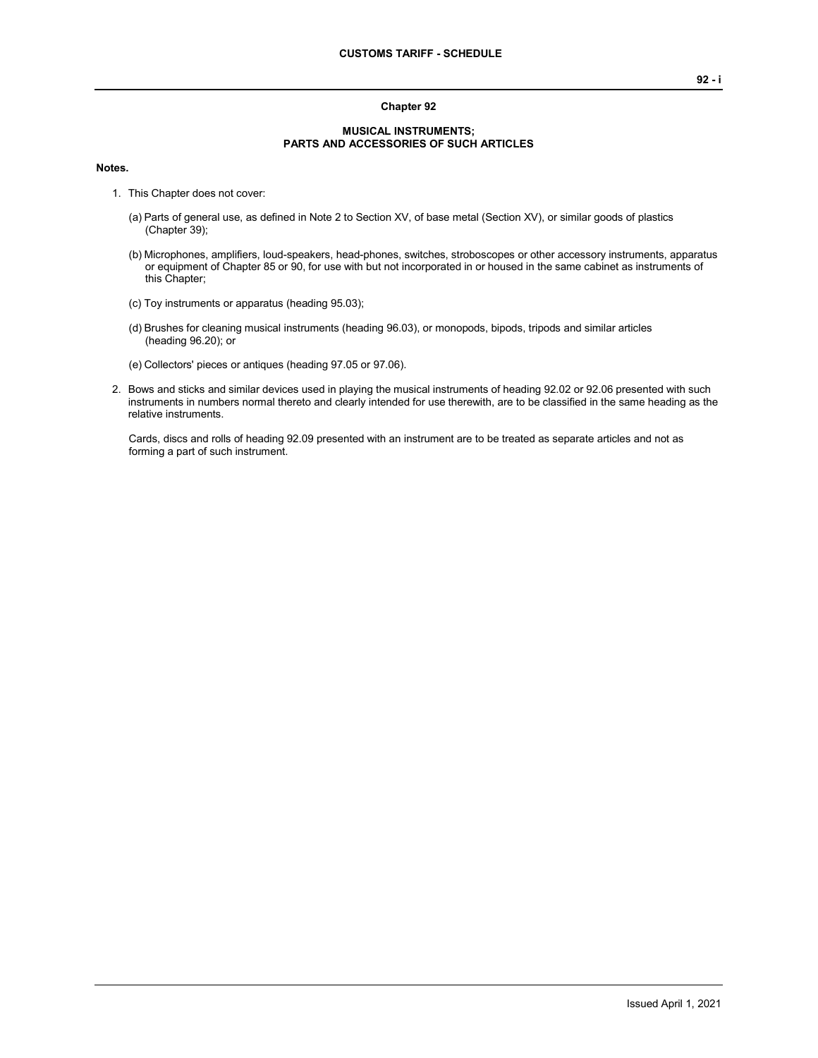# Chapter 92

## MUSICAL INSTRUMENTS; PARTS AND ACCESSORIES OF SUCH ARTICLES

**Notes.**

1. This Chapter does not cover:

   (a) Parts of general use, as defined in Note 2 to Section XV, of base metal (Section XV), or similar goods of plastics (Chapter 39);

   (b) Microphones, amplifiers, loud-speakers, head-phones, switches, stroboscopes or other accessory instruments, apparatus or equipment of Chapter 85 or 90, for use with but not incorporated in or housed in the same cabinet as instruments of this Chapter;

   (c) Toy instruments or apparatus (heading 95.03);

   (d) Brushes for cleaning musical instruments (heading 96.03), or monopods, bipods, tripods and similar articles (heading 96.20); or

   (e) Collectors' pieces or antiques (heading 97.05 or 97.06).

2. Bows and sticks and similar devices used in playing the musical instruments of heading 92.02 or 92.06 presented with such instruments in numbers normal thereto and clearly intended for use therewith, are to be classified in the same heading as the relative instruments.

   Cards, discs and rolls of heading 92.09 presented with an instrument are to be treated as separate articles and not as forming a part of such instrument.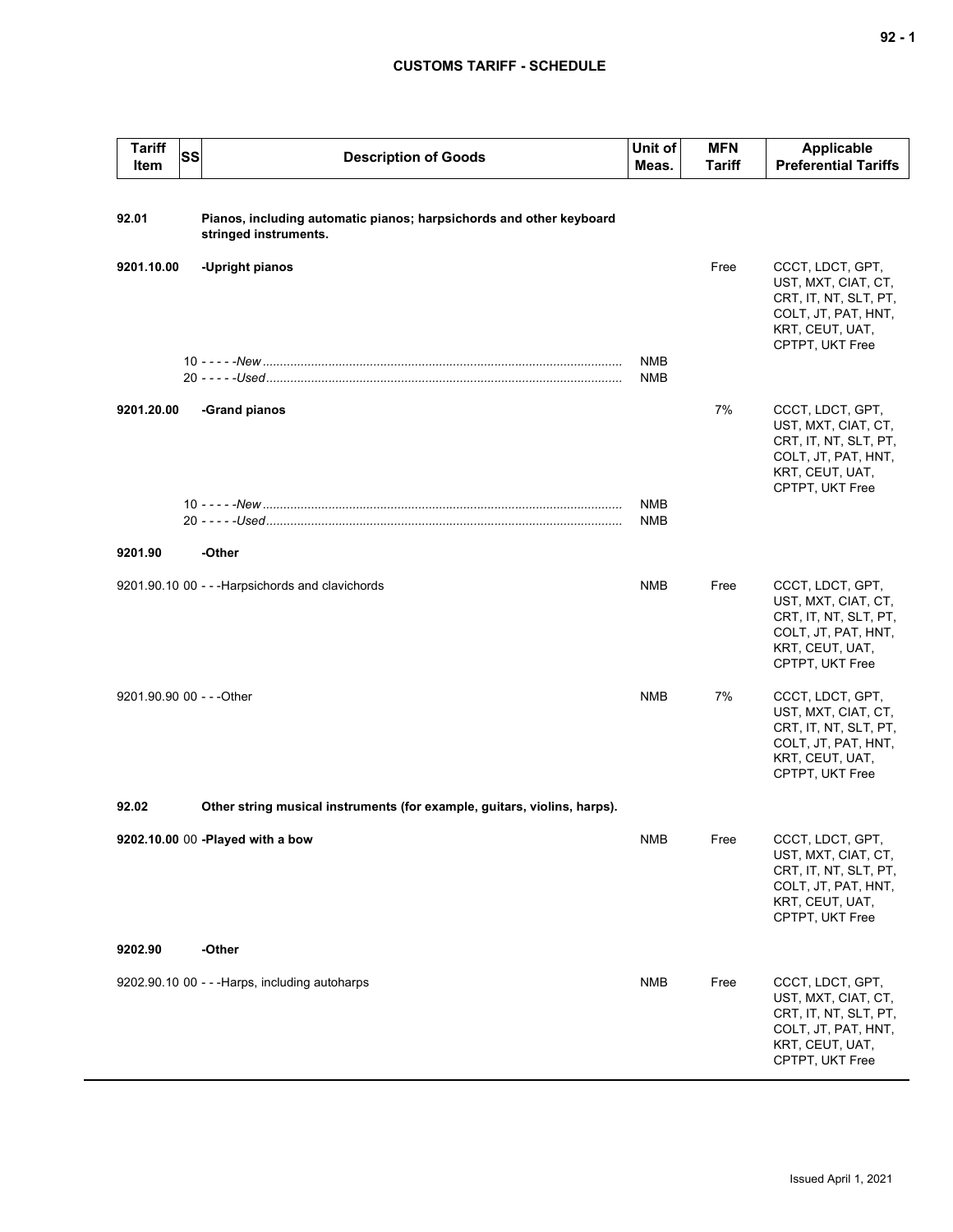| Tariff Item | SS | Description of Goods | Unit of Meas. | MFN Tariff | Applicable Preferential Tariffs |
|---|---|---|---|---|---|
| **92.01** | | **Pianos, including automatic pianos; harpsichords and other keyboard stringed instruments.** | | | |
| **9201.10.00** | | **-Upright pianos** | | Free | CCCT, LDCT, GPT, UST, MXT, CIAT, CT, CRT, IT, NT, SLT, PT, COLT, JT, PAT, HNT, KRT, CEUT, UAT, CPTPT, UKT Free |
| | 10 | - - - - -*New* | NMB | | |
| | 20 | - - - - -*Used* | NMB | | |
| **9201.20.00** | | **-Grand pianos** | | 7% | CCCT, LDCT, GPT, UST, MXT, CIAT, CT, CRT, IT, NT, SLT, PT, COLT, JT, PAT, HNT, KRT, CEUT, UAT, CPTPT, UKT Free |
| | 10 | - - - - -*New* | NMB | | |
| | 20 | - - - - -*Used* | NMB | | |
| **9201.90** | | **-Other** | | | |
| 9201.90.10 | 00 | - - -Harpsichords and clavichords | NMB | Free | CCCT, LDCT, GPT, UST, MXT, CIAT, CT, CRT, IT, NT, SLT, PT, COLT, JT, PAT, HNT, KRT, CEUT, UAT, CPTPT, UKT Free |
| 9201.90.90 | 00 | - - -Other | NMB | 7% | CCCT, LDCT, GPT, UST, MXT, CIAT, CT, CRT, IT, NT, SLT, PT, COLT, JT, PAT, HNT, KRT, CEUT, UAT, CPTPT, UKT Free |
| **92.02** | | **Other string musical instruments (for example, guitars, violins, harps).** | | | |
| **9202.10.00** | 00 | **-Played with a bow** | NMB | Free | CCCT, LDCT, GPT, UST, MXT, CIAT, CT, CRT, IT, NT, SLT, PT, COLT, JT, PAT, HNT, KRT, CEUT, UAT, CPTPT, UKT Free |
| **9202.90** | | **-Other** | | | |
| 9202.90.10 | 00 | - - -Harps, including autoharps | NMB | Free | CCCT, LDCT, GPT, UST, MXT, CIAT, CT, CRT, IT, NT, SLT, PT, COLT, JT, PAT, HNT, KRT, CEUT, UAT, CPTPT, UKT Free |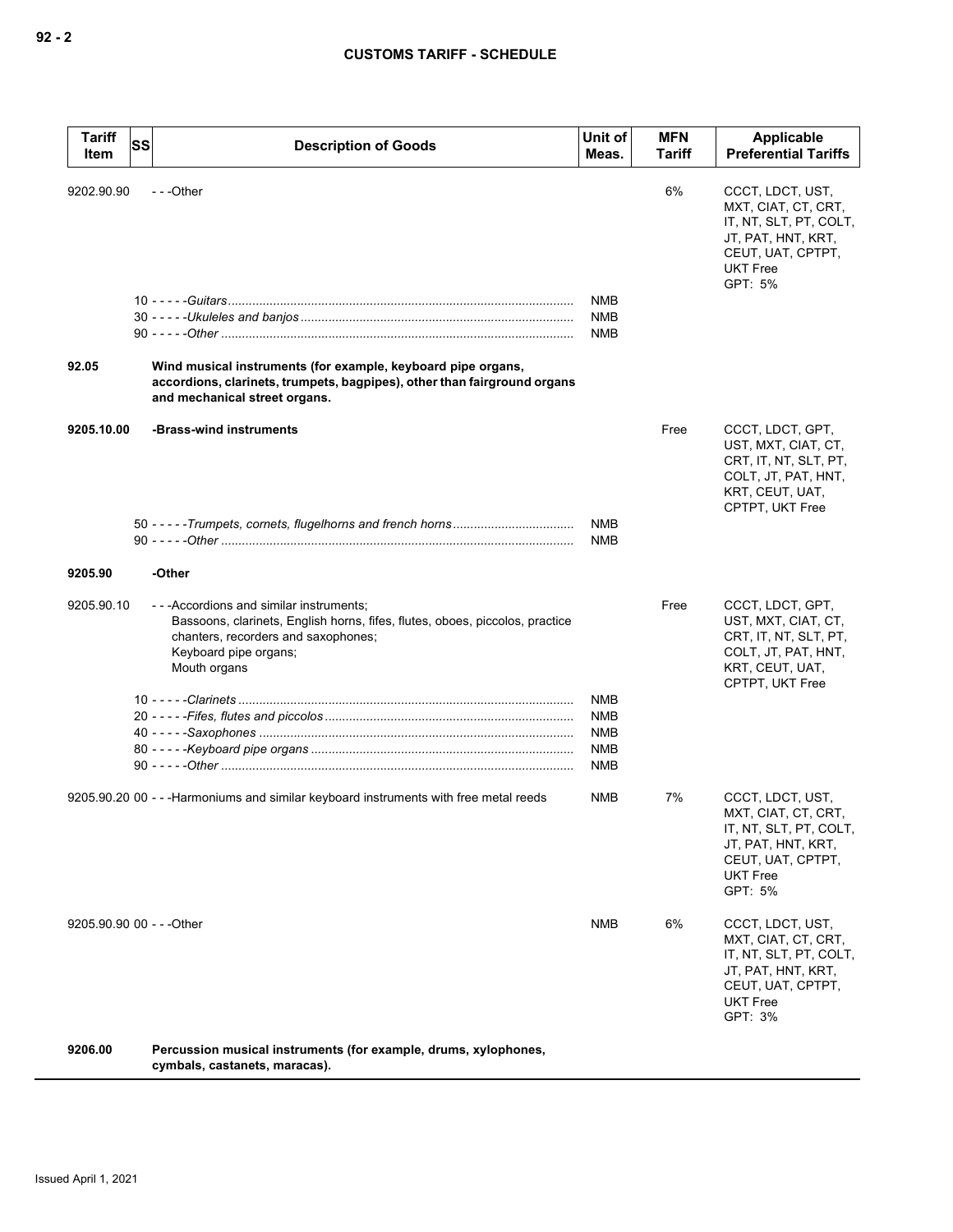| Tariff Item | SS | Description of Goods | Unit of Meas. | MFN Tariff | Applicable Preferential Tariffs |
|---|---|---|---|---|---|
| 9202.90.90 | | - - -Other | | 6% | CCCT, LDCT, UST, MXT, CIAT, CT, CRT, IT, NT, SLT, PT, COLT, JT, PAT, HNT, KRT, CEUT, UAT, CPTPT, UKT Free<br>GPT: 5% |
| | 10 | - - - - -*Guitars* | NMB | | |
| | 30 | - - - - -*Ukuleles and banjos* | NMB | | |
| | 90 | - - - - -*Other* | NMB | | |
| **92.05** | | **Wind musical instruments (for example, keyboard pipe organs, accordions, clarinets, trumpets, bagpipes), other than fairground organs and mechanical street organs.** | | | |
| **9205.10.00** | | **-Brass-wind instruments** | | Free | CCCT, LDCT, GPT, UST, MXT, CIAT, CT, CRT, IT, NT, SLT, PT, COLT, JT, PAT, HNT, KRT, CEUT, UAT, CPTPT, UKT Free |
| | 50 | - - - - -*Trumpets, cornets, flugelhorns and french horns* | NMB | | |
| | 90 | - - - - -*Other* | NMB | | |
| **9205.90** | | **-Other** | | | |
| 9205.90.10 | | - - -Accordions and similar instruments;<br>Bassoons, clarinets, English horns, fifes, flutes, oboes, piccolos, practice chanters, recorders and saxophones;<br>Keyboard pipe organs;<br>Mouth organs | | Free | CCCT, LDCT, GPT, UST, MXT, CIAT, CT, CRT, IT, NT, SLT, PT, COLT, JT, PAT, HNT, KRT, CEUT, UAT, CPTPT, UKT Free |
| | 10 | - - - - -*Clarinets* | NMB | | |
| | 20 | - - - - -*Fifes, flutes and piccolos* | NMB | | |
| | 40 | - - - - -*Saxophones* | NMB | | |
| | 80 | - - - - -*Keyboard pipe organs* | NMB | | |
| | 90 | - - - - -*Other* | NMB | | |
| 9205.90.20 | 00 | - - -Harmoniums and similar keyboard instruments with free metal reeds | NMB | 7% | CCCT, LDCT, UST, MXT, CIAT, CT, CRT, IT, NT, SLT, PT, COLT, JT, PAT, HNT, KRT, CEUT, UAT, CPTPT, UKT Free<br>GPT: 5% |
| 9205.90.90 | 00 | - - -Other | NMB | 6% | CCCT, LDCT, UST, MXT, CIAT, CT, CRT, IT, NT, SLT, PT, COLT, JT, PAT, HNT, KRT, CEUT, UAT, CPTPT, UKT Free<br>GPT: 3% |
| **9206.00** | | **Percussion musical instruments (for example, drums, xylophones, cymbals, castanets, maracas).** | | | |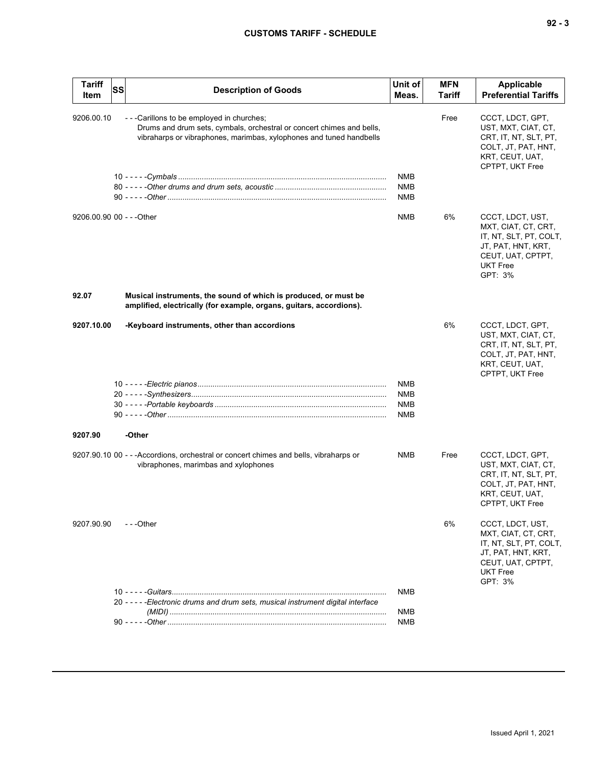| Tariff Item | SS | Description of Goods | Unit of Meas. | MFN Tariff | Applicable Preferential Tariffs |
|---|---|---|---|---|---|
| 9206.00.10 | | ---Carillons to be employed in churches;<br>Drums and drum sets, cymbals, orchestral or concert chimes and bells, vibraharps or vibraphones, marimbas, xylophones and tuned handbells | | Free | CCCT, LDCT, GPT, UST, MXT, CIAT, CT, CRT, IT, NT, SLT, PT, COLT, JT, PAT, HNT, KRT, CEUT, UAT, CPTPT, UKT Free |
| | 10 | -----*Cymbals* | NMB | | |
| | 80 | -----*Other drums and drum sets, acoustic* | NMB | | |
| | 90 | -----*Other* | NMB | | |
| 9206.00.90 | 00 | ---Other | NMB | 6% | CCCT, LDCT, UST, MXT, CIAT, CT, CRT, IT, NT, SLT, PT, COLT, JT, PAT, HNT, KRT, CEUT, UAT, CPTPT, UKT Free<br>GPT: 3% |
| **92.07** | | **Musical instruments, the sound of which is produced, or must be amplified, electrically (for example, organs, guitars, accordions).** | | | |
| **9207.10.00** | | **-Keyboard instruments, other than accordions** | | 6% | CCCT, LDCT, GPT, UST, MXT, CIAT, CT, CRT, IT, NT, SLT, PT, COLT, JT, PAT, HNT, KRT, CEUT, UAT, CPTPT, UKT Free |
| | 10 | -----*Electric pianos* | NMB | | |
| | 20 | -----*Synthesizers* | NMB | | |
| | 30 | -----*Portable keyboards* | NMB | | |
| | 90 | -----*Other* | NMB | | |
| **9207.90** | | **-Other** | | | |
| 9207.90.10 | 00 | ---Accordions, orchestral or concert chimes and bells, vibraharps or vibraphones, marimbas and xylophones | NMB | Free | CCCT, LDCT, GPT, UST, MXT, CIAT, CT, CRT, IT, NT, SLT, PT, COLT, JT, PAT, HNT, KRT, CEUT, UAT, CPTPT, UKT Free |
| 9207.90.90 | | ---Other | | 6% | CCCT, LDCT, UST, MXT, CIAT, CT, CRT, IT, NT, SLT, PT, COLT, JT, PAT, HNT, KRT, CEUT, UAT, CPTPT, UKT Free<br>GPT: 3% |
| | 10 | -----*Guitars* | NMB | | |
| | 20 | -----*Electronic drums and drum sets, musical instrument digital interface (MIDI)* | NMB | | |
| | 90 | -----*Other* | NMB | | |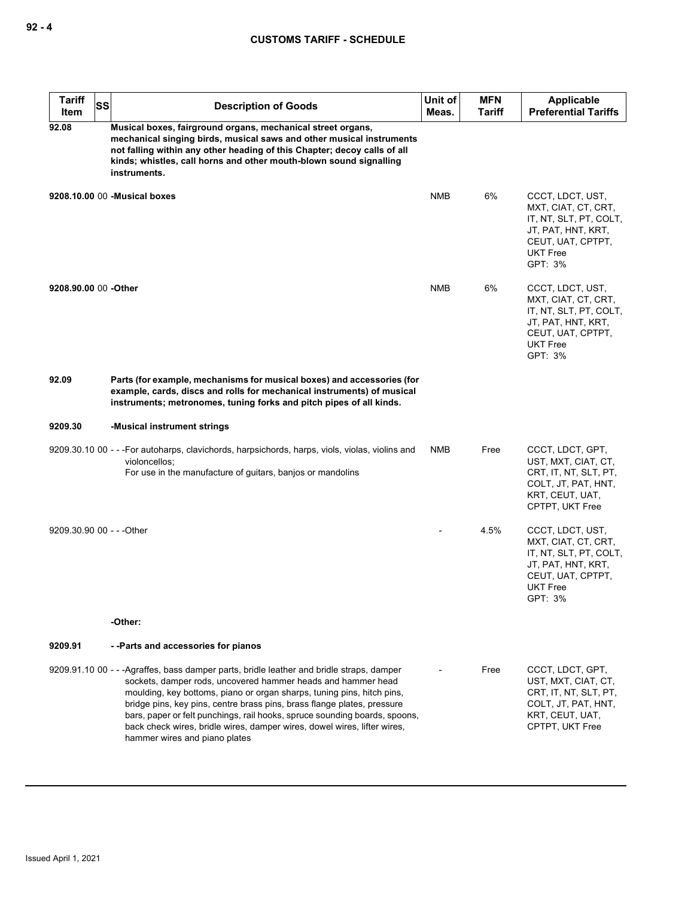| Tariff Item | SS | Description of Goods | Unit of Meas. | MFN Tariff | Applicable Preferential Tariffs |
|---|---|---|---|---|---|
| 92.08 | | **Musical boxes, fairground organs, mechanical street organs, mechanical singing birds, musical saws and other musical instruments not falling within any other heading of this Chapter; decoy calls of all kinds; whistles, call horns and other mouth-blown sound signalling instruments.** | | | |
| **9208.10.00** | 00 | **-Musical boxes** | NMB | 6% | CCCT, LDCT, UST, MXT, CIAT, CT, CRT, IT, NT, SLT, PT, COLT, JT, PAT, HNT, KRT, CEUT, UAT, CPTPT, UKT Free<br>GPT: 3% |
| **9208.90.00** | 00 | **-Other** | NMB | 6% | CCCT, LDCT, UST, MXT, CIAT, CT, CRT, IT, NT, SLT, PT, COLT, JT, PAT, HNT, KRT, CEUT, UAT, CPTPT, UKT Free<br>GPT: 3% |
| 92.09 | | **Parts (for example, mechanisms for musical boxes) and accessories (for example, cards, discs and rolls for mechanical instruments) of musical instruments; metronomes, tuning forks and pitch pipes of all kinds.** | | | |
| 9209.30 | | **-Musical instrument strings** | | | |
| 9209.30.10 | 00 | - - -For autoharps, clavichords, harpsichords, harps, viols, violas, violins and violoncellos;<br>For use in the manufacture of guitars, banjos or mandolins | NMB | Free | CCCT, LDCT, GPT, UST, MXT, CIAT, CT, CRT, IT, NT, SLT, PT, COLT, JT, PAT, HNT, KRT, CEUT, UAT, CPTPT, UKT Free |
| 9209.30.90 | 00 | - - -Other | - | 4.5% | CCCT, LDCT, UST, MXT, CIAT, CT, CRT, IT, NT, SLT, PT, COLT, JT, PAT, HNT, KRT, CEUT, UAT, CPTPT, UKT Free<br>GPT: 3% |
| | | **-Other:** | | | |
| 9209.91 | | **- -Parts and accessories for pianos** | | | |
| 9209.91.10 | 00 | - - -Agraffes, bass damper parts, bridle leather and bridle straps, damper sockets, damper rods, uncovered hammer heads and hammer head moulding, key bottoms, piano or organ sharps, tuning pins, hitch pins, bridge pins, key pins, centre brass pins, brass flange plates, pressure bars, paper or felt punchings, rail hooks, spruce sounding boards, spoons, back check wires, bridle wires, damper wires, dowel wires, lifter wires, hammer wires and piano plates | - | Free | CCCT, LDCT, GPT, UST, MXT, CIAT, CT, CRT, IT, NT, SLT, PT, COLT, JT, PAT, HNT, KRT, CEUT, UAT, CPTPT, UKT Free |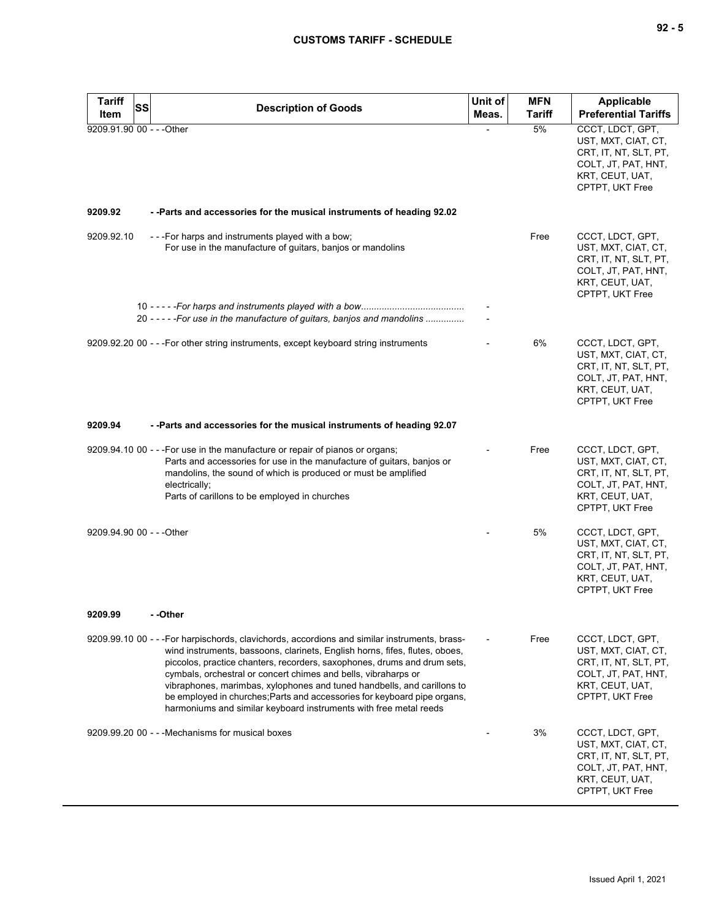| Tariff Item | SS | Description of Goods | Unit of Meas. | MFN Tariff | Applicable Preferential Tariffs |
|---|---|---|---|---|---|
| 9209.91.90 | 00 | - - -Other | - | 5% | CCCT, LDCT, GPT, UST, MXT, CIAT, CT, CRT, IT, NT, SLT, PT, COLT, JT, PAT, HNT, KRT, CEUT, UAT, CPTPT, UKT Free |
| **9209.92** | | **- -Parts and accessories for the musical instruments of heading 92.02** | | | |
| 9209.92.10 | | - - -For harps and instruments played with a bow;<br>For use in the manufacture of guitars, banjos or mandolins | | Free | CCCT, LDCT, GPT, UST, MXT, CIAT, CT, CRT, IT, NT, SLT, PT, COLT, JT, PAT, HNT, KRT, CEUT, UAT, CPTPT, UKT Free |
| | 10 | - - - - -*For harps and instruments played with a bow.......................................* | - | | |
| | 20 | - - - - -*For use in the manufacture of guitars, banjos and mandolins ..............* | - | | |
| 9209.92.20 | 00 | - - -For other string instruments, except keyboard string instruments | - | 6% | CCCT, LDCT, GPT, UST, MXT, CIAT, CT, CRT, IT, NT, SLT, PT, COLT, JT, PAT, HNT, KRT, CEUT, UAT, CPTPT, UKT Free |
| **9209.94** | | **- -Parts and accessories for the musical instruments of heading 92.07** | | | |
| 9209.94.10 | 00 | - - -For use in the manufacture or repair of pianos or organs;<br>Parts and accessories for use in the manufacture of guitars, banjos or mandolins, the sound of which is produced or must be amplified electrically;<br>Parts of carillons to be employed in churches | - | Free | CCCT, LDCT, GPT, UST, MXT, CIAT, CT, CRT, IT, NT, SLT, PT, COLT, JT, PAT, HNT, KRT, CEUT, UAT, CPTPT, UKT Free |
| 9209.94.90 | 00 | - - -Other | - | 5% | CCCT, LDCT, GPT, UST, MXT, CIAT, CT, CRT, IT, NT, SLT, PT, COLT, JT, PAT, HNT, KRT, CEUT, UAT, CPTPT, UKT Free |
| **9209.99** | | **- -Other** | | | |
| 9209.99.10 | 00 | - - -For harpsichords, clavichords, accordions and similar instruments, brass-wind instruments, bassoons, clarinets, English horns, fifes, flutes, oboes, piccolos, practice chanters, recorders, saxophones, drums and drum sets, cymbals, orchestral or concert chimes and bells, vibraharps or vibraphones, marimbas, xylophones and tuned handbells, and carillons to be employed in churches;Parts and accessories for keyboard pipe organs, harmoniums and similar keyboard instruments with free metal reeds | - | Free | CCCT, LDCT, GPT, UST, MXT, CIAT, CT, CRT, IT, NT, SLT, PT, COLT, JT, PAT, HNT, KRT, CEUT, UAT, CPTPT, UKT Free |
| 9209.99.20 | 00 | - - -Mechanisms for musical boxes | - | 3% | CCCT, LDCT, GPT, UST, MXT, CIAT, CT, CRT, IT, NT, SLT, PT, COLT, JT, PAT, HNT, KRT, CEUT, UAT, CPTPT, UKT Free |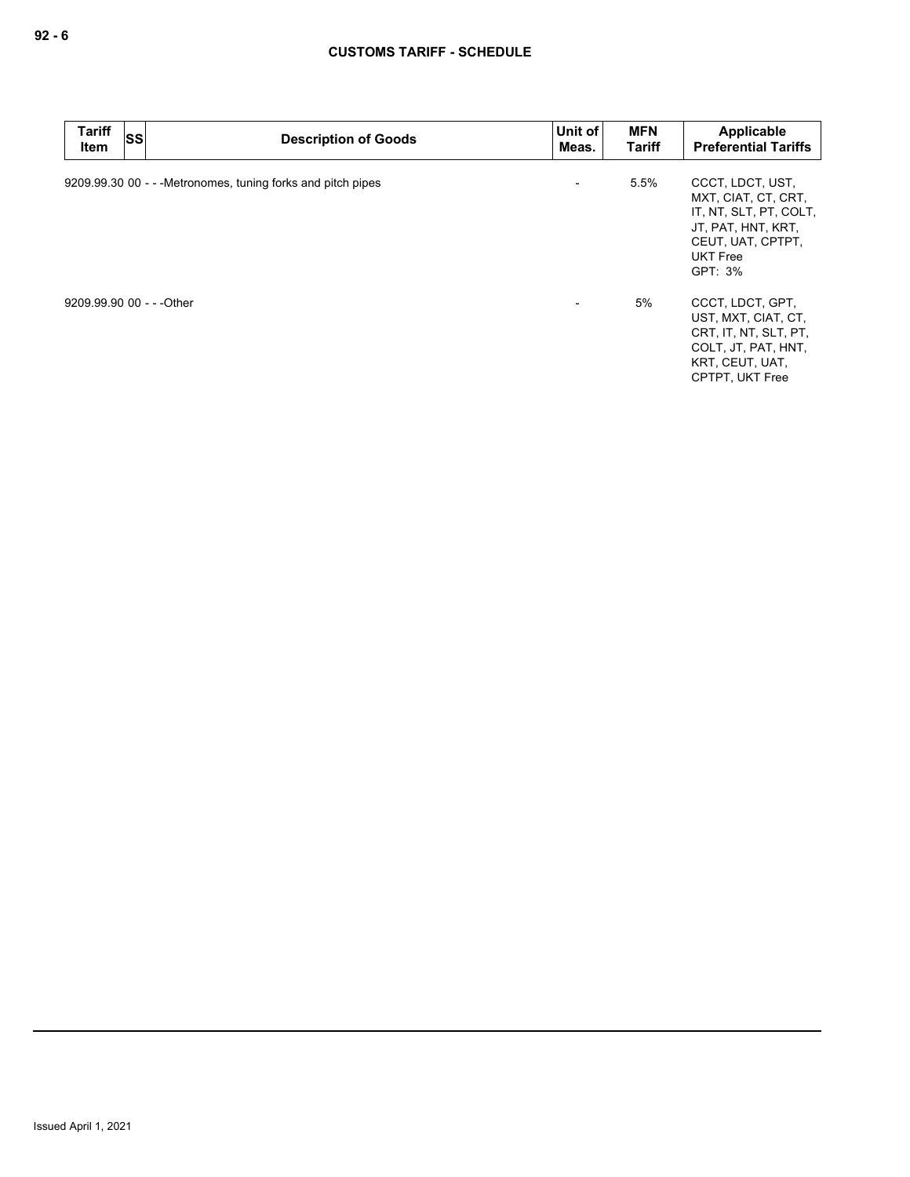| Tariff Item | SS | Description of Goods | Unit of Meas. | MFN Tariff | Applicable Preferential Tariffs |
|---|---|---|---|---|---|
| 9209.99.30 | 00 | - - -Metronomes, tuning forks and pitch pipes | - | 5.5% | CCCT, LDCT, UST, MXT, CIAT, CT, CRT, IT, NT, SLT, PT, COLT, JT, PAT, HNT, KRT, CEUT, UAT, CPTPT, UKT Free<br>GPT: 3% |
| 9209.99.90 | 00 | - - -Other | - | 5% | CCCT, LDCT, GPT, UST, MXT, CIAT, CT, CRT, IT, NT, SLT, PT, COLT, JT, PAT, HNT, KRT, CEUT, UAT, CPTPT, UKT Free |